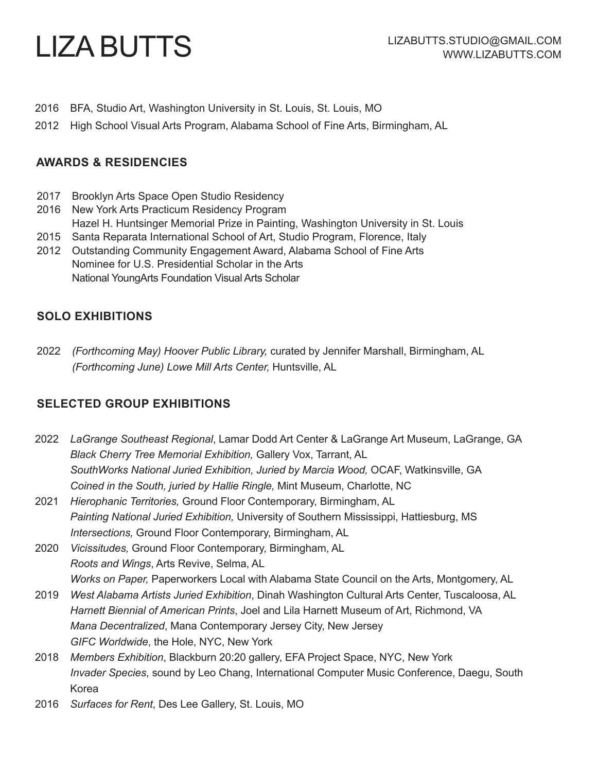# LIZA BUTTS

LIZABUTTS.STUDIO@GMAIL.COM
WWW.LIZABUTTS.COM

2016 BFA, Studio Art, Washington University in St. Louis, St. Louis, MO
2012 High School Visual Arts Program, Alabama School of Fine Arts, Birmingham, AL

## AWARDS & RESIDENCIES

2017 Brooklyn Arts Space Open Studio Residency
2016 New York Arts Practicum Residency Program
Hazel H. Huntsinger Memorial Prize in Painting, Washington University in St. Louis
2015 Santa Reparata International School of Art, Studio Program, Florence, Italy
2012 Outstanding Community Engagement Award, Alabama School of Fine Arts
Nominee for U.S. Presidential Scholar in the Arts
National YoungArts Foundation Visual Arts Scholar

## SOLO EXHIBITIONS

2022 *(Forthcoming May) Hoover Public Library,* curated by Jennifer Marshall, Birmingham, AL
*(Forthcoming June) Lowe Mill Arts Center,* Huntsville, AL

## SELECTED GROUP EXHIBITIONS

2022 *LaGrange Southeast Regional*, Lamar Dodd Art Center & LaGrange Art Museum, LaGrange, GA
*Black Cherry Tree Memorial Exhibition,* Gallery Vox, Tarrant, AL
*SouthWorks National Juried Exhibition, Juried by Marcia Wood,* OCAF, Watkinsville, GA
*Coined in the South, juried by Hallie Ringle,* Mint Museum, Charlotte, NC
2021 *Hierophanic Territories,* Ground Floor Contemporary, Birmingham, AL
*Painting National Juried Exhibition,* University of Southern Mississippi, Hattiesburg, MS
*Intersections,* Ground Floor Contemporary, Birmingham, AL
2020 *Vicissitudes,* Ground Floor Contemporary, Birmingham, AL
*Roots and Wings*, Arts Revive, Selma, AL
*Works on Paper,* Paperworkers Local with Alabama State Council on the Arts, Montgomery, AL
2019 *West Alabama Artists Juried Exhibition*, Dinah Washington Cultural Arts Center, Tuscaloosa, AL
*Harnett Biennial of American Prints*, Joel and Lila Harnett Museum of Art, Richmond, VA
*Mana Decentralized*, Mana Contemporary Jersey City, New Jersey
*GIFC Worldwide*, the Hole, NYC, New York
2018 *Members Exhibition*, Blackburn 20:20 gallery, EFA Project Space, NYC, New York
*Invader Species*, sound by Leo Chang, International Computer Music Conference, Daegu, South Korea
2016 *Surfaces for Rent*, Des Lee Gallery, St. Louis, MO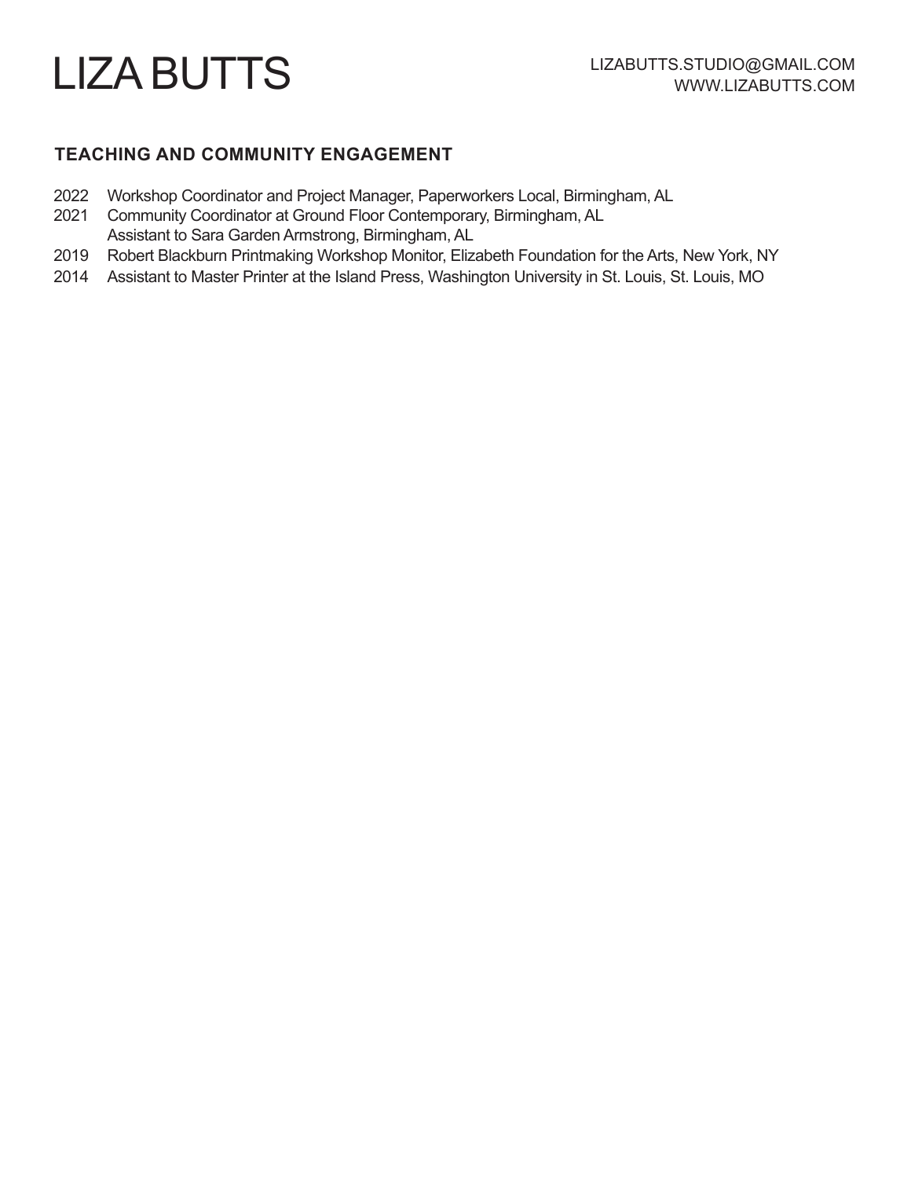# LIZA BUTTS

LIZABUTTS.STUDIO@GMAIL.COM
WWW.LIZABUTTS.COM

## TEACHING AND COMMUNITY ENGAGEMENT

2022 Workshop Coordinator and Project Manager, Paperworkers Local, Birmingham, AL
2021 Community Coordinator at Ground Floor Contemporary, Birmingham, AL
Assistant to Sara Garden Armstrong, Birmingham, AL
2019 Robert Blackburn Printmaking Workshop Monitor, Elizabeth Foundation for the Arts, New York, NY
2014 Assistant to Master Printer at the Island Press, Washington University in St. Louis, St. Louis, MO